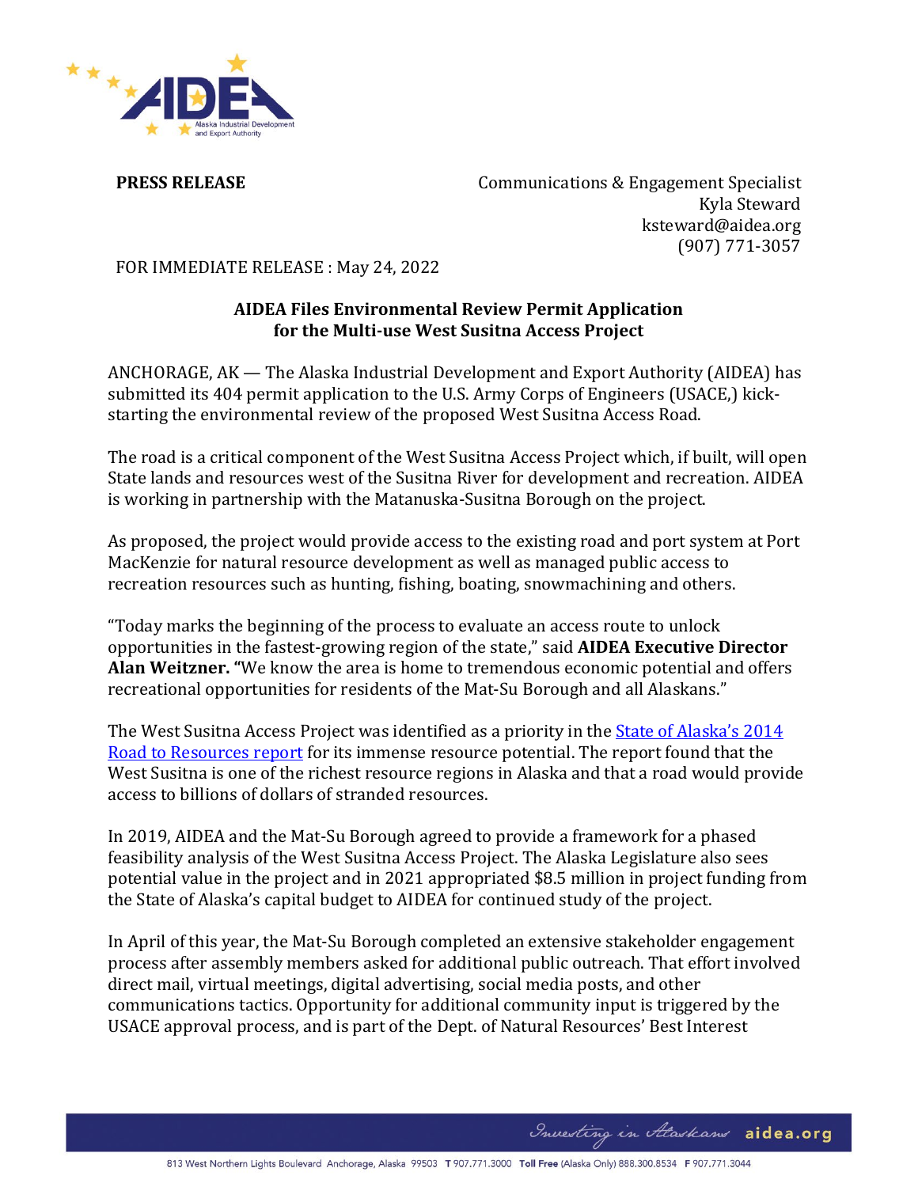**PRESS RELEASE**

Communications & Engagement Specialist
Kyla Steward
ksteward@aidea.org
(907) 771-3057

FOR IMMEDIATE RELEASE : May 24, 2022

## AIDEA Files Environmental Review Permit Application for the Multi-use West Susitna Access Project

ANCHORAGE, AK — The Alaska Industrial Development and Export Authority (AIDEA) has submitted its 404 permit application to the U.S. Army Corps of Engineers (USACE,) kick-starting the environmental review of the proposed West Susitna Access Road.

The road is a critical component of the West Susitna Access Project which, if built, will open State lands and resources west of the Susitna River for development and recreation. AIDEA is working in partnership with the Matanuska-Susitna Borough on the project.

As proposed, the project would provide access to the existing road and port system at Port MacKenzie for natural resource development as well as managed public access to recreation resources such as hunting, fishing, boating, snowmachining and others.

"Today marks the beginning of the process to evaluate an access route to unlock opportunities in the fastest-growing region of the state," said **AIDEA Executive Director Alan Weitzner.** "We know the area is home to tremendous economic potential and offers recreational opportunities for residents of the Mat-Su Borough and all Alaskans."

The West Susitna Access Project was identified as a priority in the State of Alaska's 2014 Road to Resources report for its immense resource potential. The report found that the West Susitna is one of the richest resource regions in Alaska and that a road would provide access to billions of dollars of stranded resources.

In 2019, AIDEA and the Mat-Su Borough agreed to provide a framework for a phased feasibility analysis of the West Susitna Access Project. The Alaska Legislature also sees potential value in the project and in 2021 appropriated $8.5 million in project funding from the State of Alaska's capital budget to AIDEA for continued study of the project.

In April of this year, the Mat-Su Borough completed an extensive stakeholder engagement process after assembly members asked for additional public outreach. That effort involved direct mail, virtual meetings, digital advertising, social media posts, and other communications tactics. Opportunity for additional community input is triggered by the USACE approval process, and is part of the Dept. of Natural Resources' Best Interest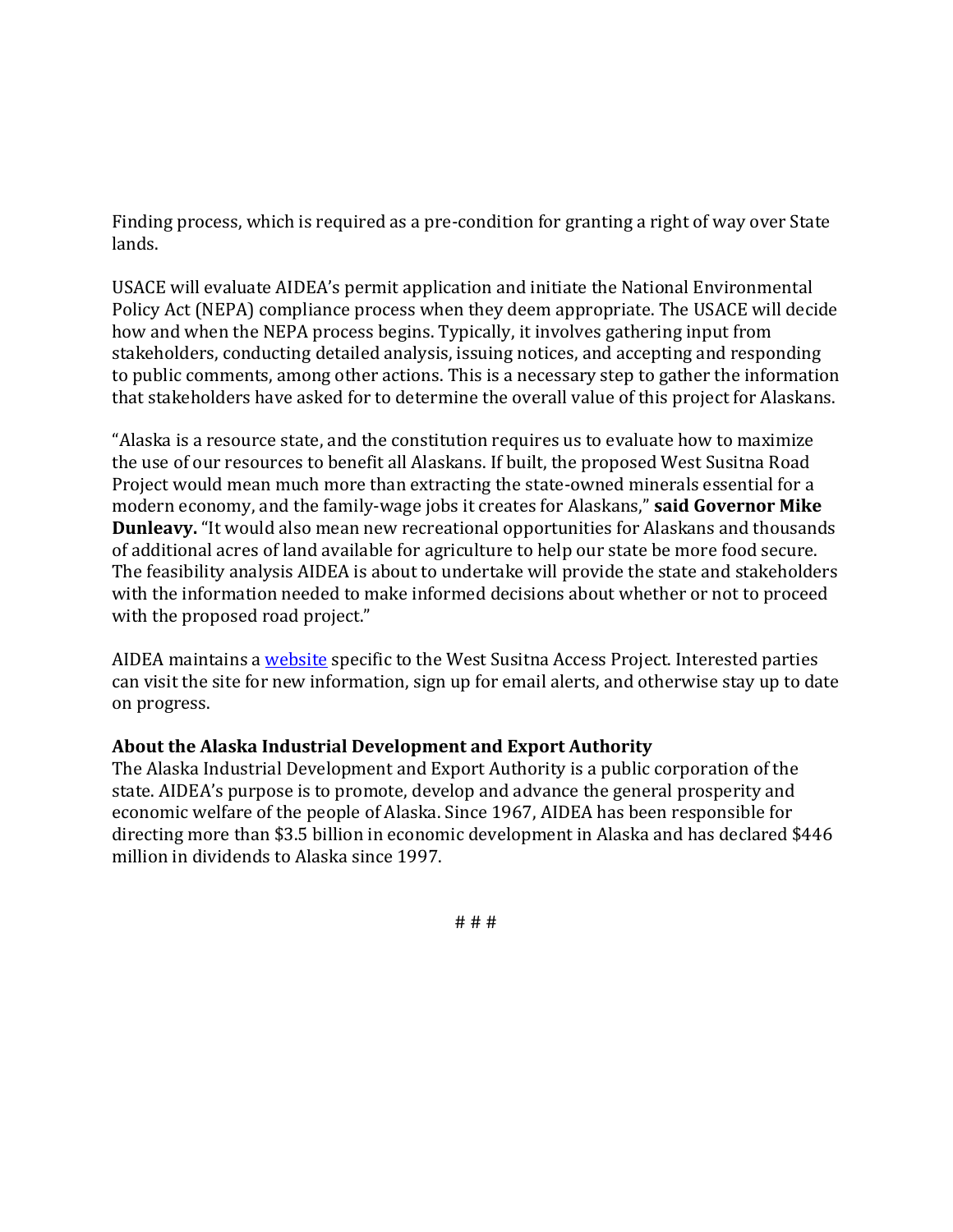Finding process, which is required as a pre-condition for granting a right of way over State lands.

USACE will evaluate AIDEA's permit application and initiate the National Environmental Policy Act (NEPA) compliance process when they deem appropriate. The USACE will decide how and when the NEPA process begins. Typically, it involves gathering input from stakeholders, conducting detailed analysis, issuing notices, and accepting and responding to public comments, among other actions. This is a necessary step to gather the information that stakeholders have asked for to determine the overall value of this project for Alaskans.

"Alaska is a resource state, and the constitution requires us to evaluate how to maximize the use of our resources to benefit all Alaskans. If built, the proposed West Susitna Road Project would mean much more than extracting the state-owned minerals essential for a modern economy, and the family-wage jobs it creates for Alaskans," **said Governor Mike Dunleavy.** "It would also mean new recreational opportunities for Alaskans and thousands of additional acres of land available for agriculture to help our state be more food secure. The feasibility analysis AIDEA is about to undertake will provide the state and stakeholders with the information needed to make informed decisions about whether or not to proceed with the proposed road project."

AIDEA maintains a website specific to the West Susitna Access Project. Interested parties can visit the site for new information, sign up for email alerts, and otherwise stay up to date on progress.

**About the Alaska Industrial Development and Export Authority**
The Alaska Industrial Development and Export Authority is a public corporation of the state. AIDEA's purpose is to promote, develop and advance the general prosperity and economic welfare of the people of Alaska. Since 1967, AIDEA has been responsible for directing more than $3.5 billion in economic development in Alaska and has declared $446 million in dividends to Alaska since 1997.

# # #